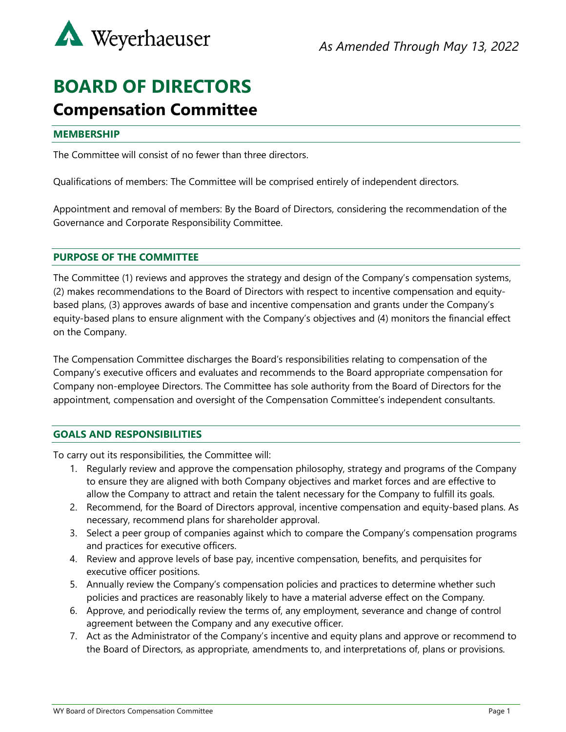*As Amended Through May 13, 2022*

# BOARD OF DIRECTORS

## Compensation Committee

### MEMBERSHIP

The Committee will consist of no fewer than three directors.

Qualifications of members: The Committee will be comprised entirely of independent directors.

Appointment and removal of members: By the Board of Directors, considering the recommendation of the Governance and Corporate Responsibility Committee.

### PURPOSE OF THE COMMITTEE

The Committee (1) reviews and approves the strategy and design of the Company's compensation systems, (2) makes recommendations to the Board of Directors with respect to incentive compensation and equity-based plans, (3) approves awards of base and incentive compensation and grants under the Company's equity-based plans to ensure alignment with the Company's objectives and (4) monitors the financial effect on the Company.

The Compensation Committee discharges the Board's responsibilities relating to compensation of the Company's executive officers and evaluates and recommends to the Board appropriate compensation for Company non-employee Directors. The Committee has sole authority from the Board of Directors for the appointment, compensation and oversight of the Compensation Committee's independent consultants.

### GOALS AND RESPONSIBILITIES

To carry out its responsibilities, the Committee will:

1. Regularly review and approve the compensation philosophy, strategy and programs of the Company to ensure they are aligned with both Company objectives and market forces and are effective to allow the Company to attract and retain the talent necessary for the Company to fulfill its goals.
2. Recommend, for the Board of Directors approval, incentive compensation and equity-based plans. As necessary, recommend plans for shareholder approval.
3. Select a peer group of companies against which to compare the Company's compensation programs and practices for executive officers.
4. Review and approve levels of base pay, incentive compensation, benefits, and perquisites for executive officer positions.
5. Annually review the Company's compensation policies and practices to determine whether such policies and practices are reasonably likely to have a material adverse effect on the Company.
6. Approve, and periodically review the terms of, any employment, severance and change of control agreement between the Company and any executive officer.
7. Act as the Administrator of the Company's incentive and equity plans and approve or recommend to the Board of Directors, as appropriate, amendments to, and interpretations of, plans or provisions.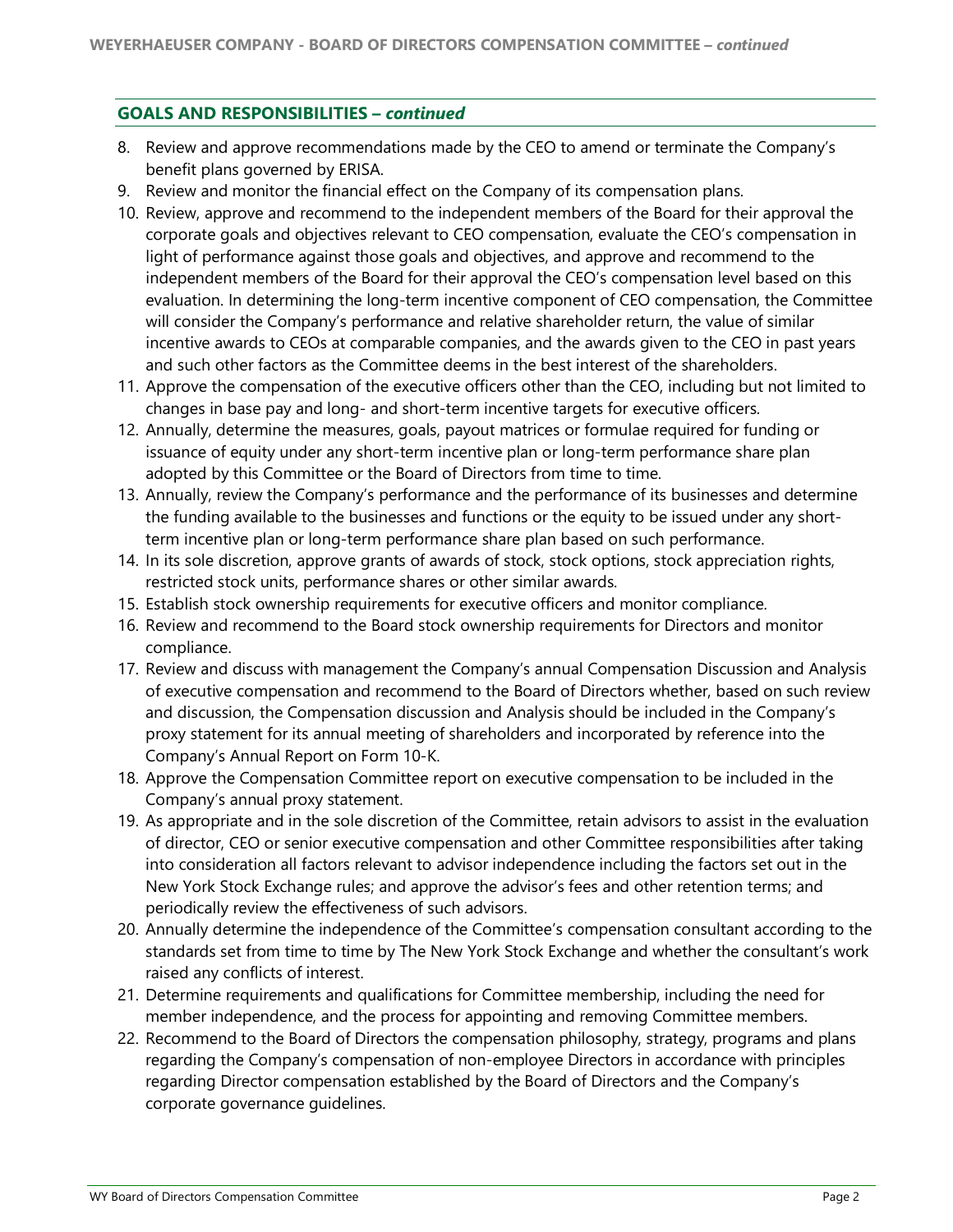## GOALS AND RESPONSIBILITIES – *continued*

8. Review and approve recommendations made by the CEO to amend or terminate the Company's benefit plans governed by ERISA.
9. Review and monitor the financial effect on the Company of its compensation plans.
10. Review, approve and recommend to the independent members of the Board for their approval the corporate goals and objectives relevant to CEO compensation, evaluate the CEO's compensation in light of performance against those goals and objectives, and approve and recommend to the independent members of the Board for their approval the CEO's compensation level based on this evaluation. In determining the long-term incentive component of CEO compensation, the Committee will consider the Company's performance and relative shareholder return, the value of similar incentive awards to CEOs at comparable companies, and the awards given to the CEO in past years and such other factors as the Committee deems in the best interest of the shareholders.
11. Approve the compensation of the executive officers other than the CEO, including but not limited to changes in base pay and long- and short-term incentive targets for executive officers.
12. Annually, determine the measures, goals, payout matrices or formulae required for funding or issuance of equity under any short-term incentive plan or long-term performance share plan adopted by this Committee or the Board of Directors from time to time.
13. Annually, review the Company's performance and the performance of its businesses and determine the funding available to the businesses and functions or the equity to be issued under any short-term incentive plan or long-term performance share plan based on such performance.
14. In its sole discretion, approve grants of awards of stock, stock options, stock appreciation rights, restricted stock units, performance shares or other similar awards.
15. Establish stock ownership requirements for executive officers and monitor compliance.
16. Review and recommend to the Board stock ownership requirements for Directors and monitor compliance.
17. Review and discuss with management the Company's annual Compensation Discussion and Analysis of executive compensation and recommend to the Board of Directors whether, based on such review and discussion, the Compensation discussion and Analysis should be included in the Company's proxy statement for its annual meeting of shareholders and incorporated by reference into the Company's Annual Report on Form 10-K.
18. Approve the Compensation Committee report on executive compensation to be included in the Company's annual proxy statement.
19. As appropriate and in the sole discretion of the Committee, retain advisors to assist in the evaluation of director, CEO or senior executive compensation and other Committee responsibilities after taking into consideration all factors relevant to advisor independence including the factors set out in the New York Stock Exchange rules; and approve the advisor's fees and other retention terms; and periodically review the effectiveness of such advisors.
20. Annually determine the independence of the Committee's compensation consultant according to the standards set from time to time by The New York Stock Exchange and whether the consultant's work raised any conflicts of interest.
21. Determine requirements and qualifications for Committee membership, including the need for member independence, and the process for appointing and removing Committee members.
22. Recommend to the Board of Directors the compensation philosophy, strategy, programs and plans regarding the Company's compensation of non-employee Directors in accordance with principles regarding Director compensation established by the Board of Directors and the Company's corporate governance guidelines.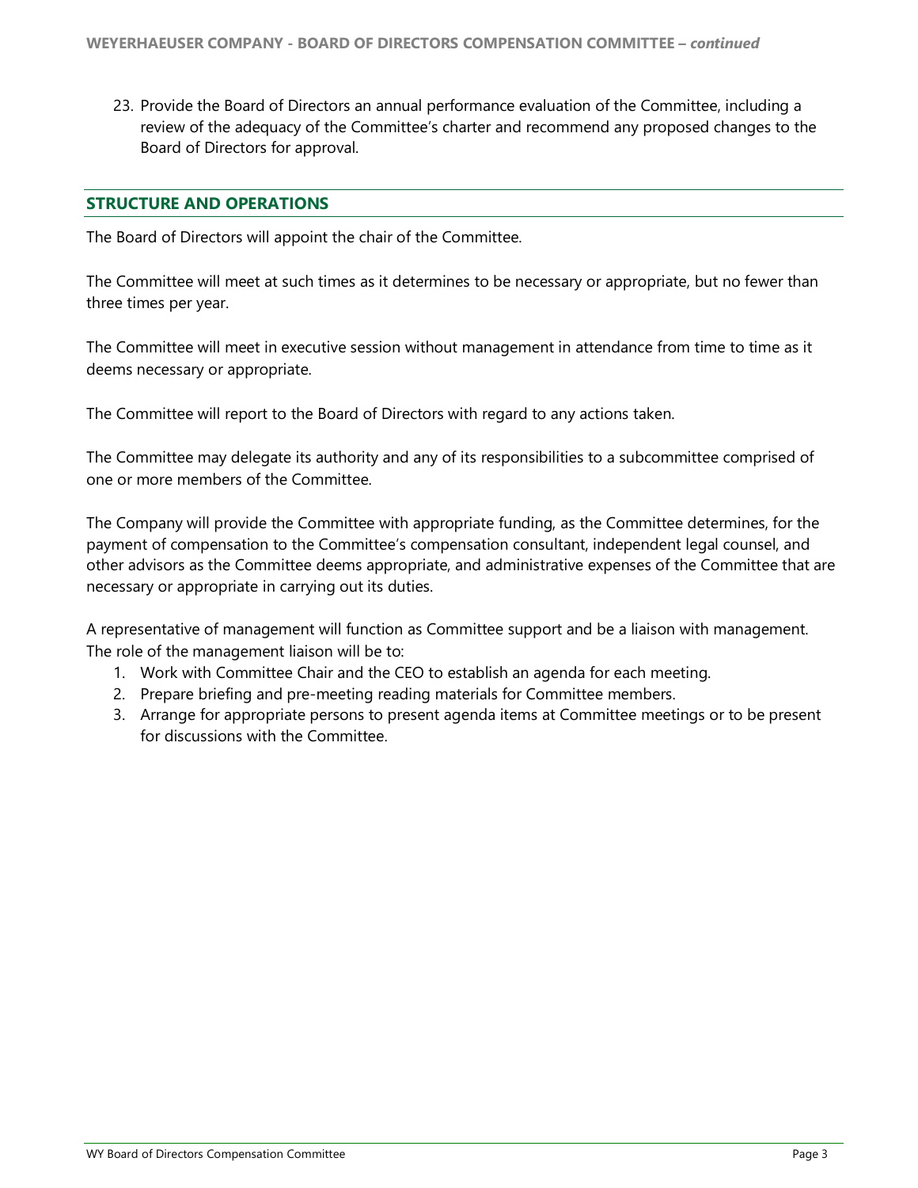23. Provide the Board of Directors an annual performance evaluation of the Committee, including a review of the adequacy of the Committee's charter and recommend any proposed changes to the Board of Directors for approval.

## STRUCTURE AND OPERATIONS

The Board of Directors will appoint the chair of the Committee.

The Committee will meet at such times as it determines to be necessary or appropriate, but no fewer than three times per year.

The Committee will meet in executive session without management in attendance from time to time as it deems necessary or appropriate.

The Committee will report to the Board of Directors with regard to any actions taken.

The Committee may delegate its authority and any of its responsibilities to a subcommittee comprised of one or more members of the Committee.

The Company will provide the Committee with appropriate funding, as the Committee determines, for the payment of compensation to the Committee's compensation consultant, independent legal counsel, and other advisors as the Committee deems appropriate, and administrative expenses of the Committee that are necessary or appropriate in carrying out its duties.

A representative of management will function as Committee support and be a liaison with management. The role of the management liaison will be to:

1. Work with Committee Chair and the CEO to establish an agenda for each meeting.
2. Prepare briefing and pre-meeting reading materials for Committee members.
3. Arrange for appropriate persons to present agenda items at Committee meetings or to be present for discussions with the Committee.